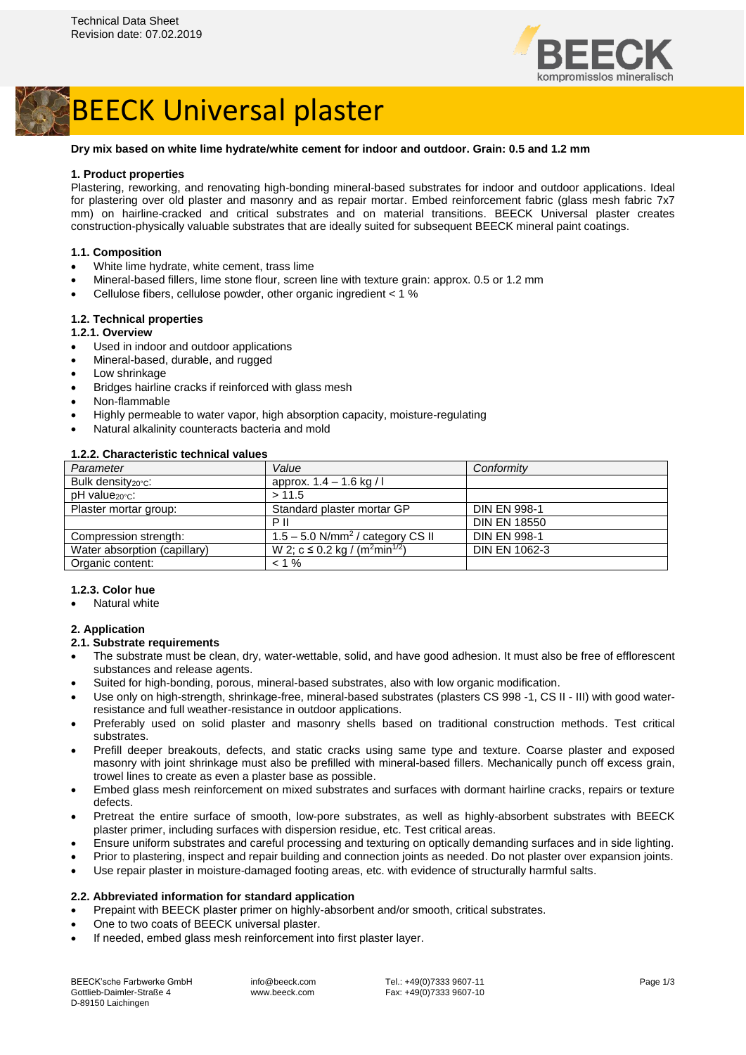Technical Data Sheet
Revision date: 07.02.2019

# BEECK Universal plaster

**Dry mix based on white lime hydrate/white cement for indoor and outdoor. Grain: 0.5 and 1.2 mm**

## 1. Product properties

Plastering, reworking, and renovating high-bonding mineral-based substrates for indoor and outdoor applications. Ideal for plastering over old plaster and masonry and as repair mortar. Embed reinforcement fabric (glass mesh fabric 7x7 mm) on hairline-cracked and critical substrates and on material transitions. BEECK Universal plaster creates construction-physically valuable substrates that are ideally suited for subsequent BEECK mineral paint coatings.

### 1.1. Composition

- White lime hydrate, white cement, trass lime
- Mineral-based fillers, lime stone flour, screen line with texture grain: approx. 0.5 or 1.2 mm
- Cellulose fibers, cellulose powder, other organic ingredient < 1 %

### 1.2. Technical properties

#### 1.2.1. Overview

- Used in indoor and outdoor applications
- Mineral-based, durable, and rugged
- Low shrinkage
- Bridges hairline cracks if reinforced with glass mesh
- Non-flammable
- Highly permeable to water vapor, high absorption capacity, moisture-regulating
- Natural alkalinity counteracts bacteria and mold

#### 1.2.2. Characteristic technical values

| *Parameter* | *Value* | *Conformity* |
|---|---|---|
| Bulk density$_{20°C}$: | approx. 1.4 – 1.6 kg / l | |
| pH value$_{20°C}$: | > 11.5 | |
| Plaster mortar group: | Standard plaster mortar GP | DIN EN 998-1 |
| | P II | DIN EN 18550 |
| Compression strength: | 1.5 – 5.0 N/mm$^2$ / category CS II | DIN EN 998-1 |
| Water absorption (capillary) | W 2; c ≤ 0.2 kg / (m$^2$min$^{1/2}$) | DIN EN 1062-3 |
| Organic content: | < 1 % | |

#### 1.2.3. Color hue

- Natural white

## 2. Application

### 2.1. Substrate requirements

- The substrate must be clean, dry, water-wettable, solid, and have good adhesion. It must also be free of efflorescent substances and release agents.
- Suited for high-bonding, porous, mineral-based substrates, also with low organic modification.
- Use only on high-strength, shrinkage-free, mineral-based substrates (plasters CS 998 -1, CS II - III) with good water-resistance and full weather-resistance in outdoor applications.
- Preferably used on solid plaster and masonry shells based on traditional construction methods. Test critical substrates.
- Prefill deeper breakouts, defects, and static cracks using same type and texture. Coarse plaster and exposed masonry with joint shrinkage must also be prefilled with mineral-based fillers. Mechanically punch off excess grain, trowel lines to create as even a plaster base as possible.
- Embed glass mesh reinforcement on mixed substrates and surfaces with dormant hairline cracks, repairs or texture defects.
- Pretreat the entire surface of smooth, low-pore substrates, as well as highly-absorbent substrates with BEECK plaster primer, including surfaces with dispersion residue, etc. Test critical areas.
- Ensure uniform substrates and careful processing and texturing on optically demanding surfaces and in side lighting.
- Prior to plastering, inspect and repair building and connection joints as needed. Do not plaster over expansion joints.
- Use repair plaster in moisture-damaged footing areas, etc. with evidence of structurally harmful salts.

### 2.2. Abbreviated information for standard application

- Prepaint with BEECK plaster primer on highly-absorbent and/or smooth, critical substrates.
- One to two coats of BEECK universal plaster.
- If needed, embed glass mesh reinforcement into first plaster layer.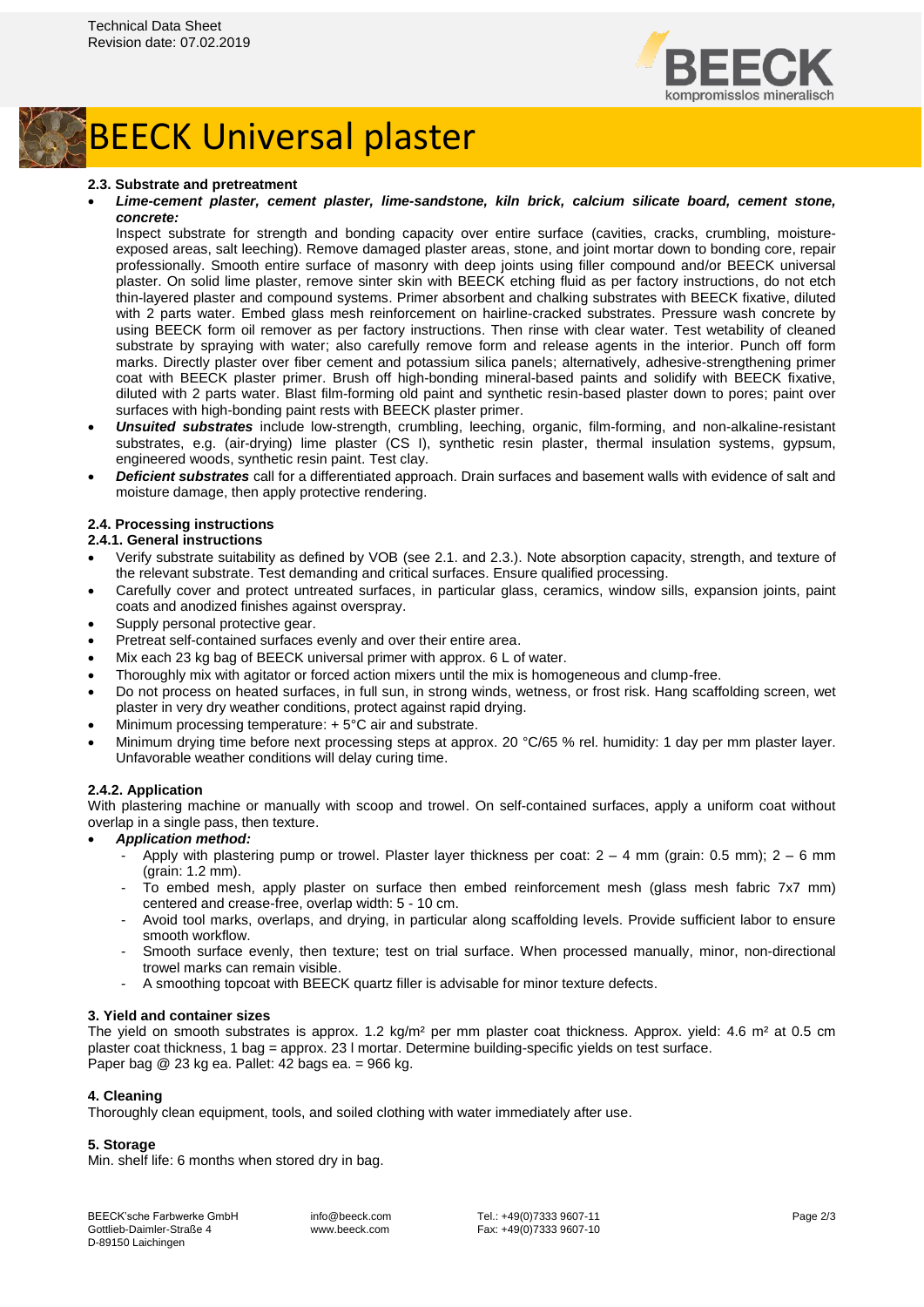Technical Data Sheet
Revision date: 07.02.2019

# BEECK Universal plaster

### 2.3. Substrate and pretreatment

- ***Lime-cement plaster, cement plaster, lime-sandstone, kiln brick, calcium silicate board, cement stone, concrete:***
  Inspect substrate for strength and bonding capacity over entire surface (cavities, cracks, crumbling, moisture-exposed areas, salt leeching). Remove damaged plaster areas, stone, and joint mortar down to bonding core, repair professionally. Smooth entire surface of masonry with deep joints using filler compound and/or BEECK universal plaster. On solid lime plaster, remove sinter skin with BEECK etching fluid as per factory instructions, do not etch thin-layered plaster and compound systems. Primer absorbent and chalking substrates with BEECK fixative, diluted with 2 parts water. Embed glass mesh reinforcement on hairline-cracked substrates. Pressure wash concrete by using BEECK form oil remover as per factory instructions. Then rinse with clear water. Test wetability of cleaned substrate by spraying with water; also carefully remove form and release agents in the interior. Punch off form marks. Directly plaster over fiber cement and potassium silica panels; alternatively, adhesive-strengthening primer coat with BEECK plaster primer. Brush off high-bonding mineral-based paints and solidify with BEECK fixative, diluted with 2 parts water. Blast film-forming old paint and synthetic resin-based plaster down to pores; paint over surfaces with high-bonding paint rests with BEECK plaster primer.
- ***Unsuited substrates*** include low-strength, crumbling, leeching, organic, film-forming, and non-alkaline-resistant substrates, e.g. (air-drying) lime plaster (CS I), synthetic resin plaster, thermal insulation systems, gypsum, engineered woods, synthetic resin paint. Test clay.
- ***Deficient substrates*** call for a differentiated approach. Drain surfaces and basement walls with evidence of salt and moisture damage, then apply protective rendering.

### 2.4. Processing instructions

#### 2.4.1. General instructions

- Verify substrate suitability as defined by VOB (see 2.1. and 2.3.). Note absorption capacity, strength, and texture of the relevant substrate. Test demanding and critical surfaces. Ensure qualified processing.
- Carefully cover and protect untreated surfaces, in particular glass, ceramics, window sills, expansion joints, paint coats and anodized finishes against overspray.
- Supply personal protective gear.
- Pretreat self-contained surfaces evenly and over their entire area.
- Mix each 23 kg bag of BEECK universal primer with approx. 6 L of water.
- Thoroughly mix with agitator or forced action mixers until the mix is homogeneous and clump-free.
- Do not process on heated surfaces, in full sun, in strong winds, wetness, or frost risk. Hang scaffolding screen, wet plaster in very dry weather conditions, protect against rapid drying.
- Minimum processing temperature: + 5°C air and substrate.
- Minimum drying time before next processing steps at approx. 20 °C/65 % rel. humidity: 1 day per mm plaster layer. Unfavorable weather conditions will delay curing time.

#### 2.4.2. Application

With plastering machine or manually with scoop and trowel. On self-contained surfaces, apply a uniform coat without overlap in a single pass, then texture.

- ***Application method:***
  - Apply with plastering pump or trowel. Plaster layer thickness per coat: 2 – 4 mm (grain: 0.5 mm); 2 – 6 mm (grain: 1.2 mm).
  - To embed mesh, apply plaster on surface then embed reinforcement mesh (glass mesh fabric 7x7 mm) centered and crease-free, overlap width: 5 - 10 cm.
  - Avoid tool marks, overlaps, and drying, in particular along scaffolding levels. Provide sufficient labor to ensure smooth workflow.
  - Smooth surface evenly, then texture; test on trial surface. When processed manually, minor, non-directional trowel marks can remain visible.
  - A smoothing topcoat with BEECK quartz filler is advisable for minor texture defects.

### 3. Yield and container sizes

The yield on smooth substrates is approx. 1.2 kg/m² per mm plaster coat thickness. Approx. yield: 4.6 m² at 0.5 cm plaster coat thickness, 1 bag = approx. 23 l mortar. Determine building-specific yields on test surface.
Paper bag @ 23 kg ea. Pallet: 42 bags ea. = 966 kg.

### 4. Cleaning

Thoroughly clean equipment, tools, and soiled clothing with water immediately after use.

### 5. Storage

Min. shelf life: 6 months when stored dry in bag.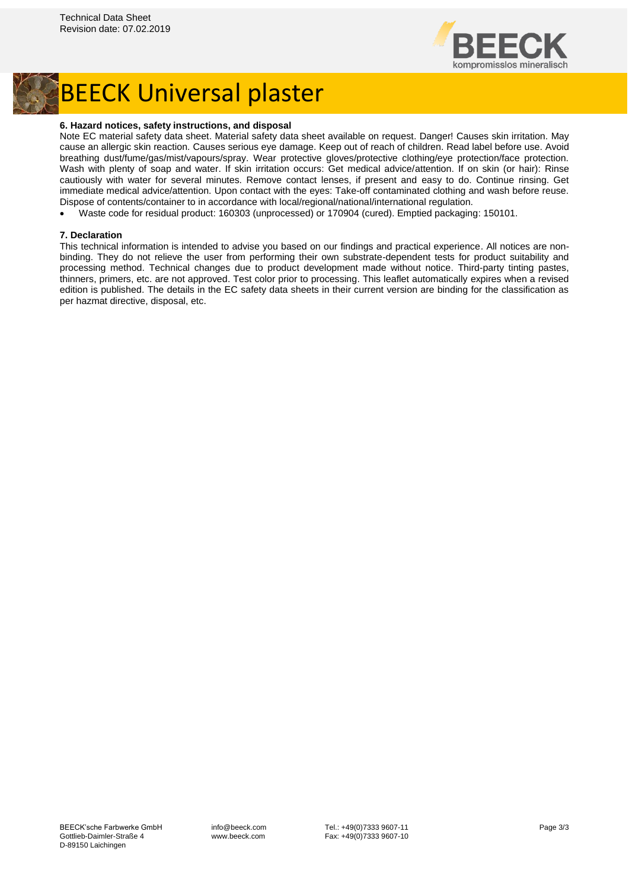# BEECK Universal plaster

### 6. Hazard notices, safety instructions, and disposal

Note EC material safety data sheet. Material safety data sheet available on request. Danger! Causes skin irritation. May cause an allergic skin reaction. Causes serious eye damage. Keep out of reach of children. Read label before use. Avoid breathing dust/fume/gas/mist/vapours/spray. Wear protective gloves/protective clothing/eye protection/face protection. Wash with plenty of soap and water. If skin irritation occurs: Get medical advice/attention. If on skin (or hair): Rinse cautiously with water for several minutes. Remove contact lenses, if present and easy to do. Continue rinsing. Get immediate medical advice/attention. Upon contact with the eyes: Take-off contaminated clothing and wash before reuse. Dispose of contents/container to in accordance with local/regional/national/international regulation.

- Waste code for residual product: 160303 (unprocessed) or 170904 (cured). Emptied packaging: 150101.

### 7. Declaration

This technical information is intended to advise you based on our findings and practical experience. All notices are non-binding. They do not relieve the user from performing their own substrate-dependent tests for product suitability and processing method. Technical changes due to product development made without notice. Third-party tinting pastes, thinners, primers, etc. are not approved. Test color prior to processing. This leaflet automatically expires when a revised edition is published. The details in the EC safety data sheets in their current version are binding for the classification as per hazmat directive, disposal, etc.